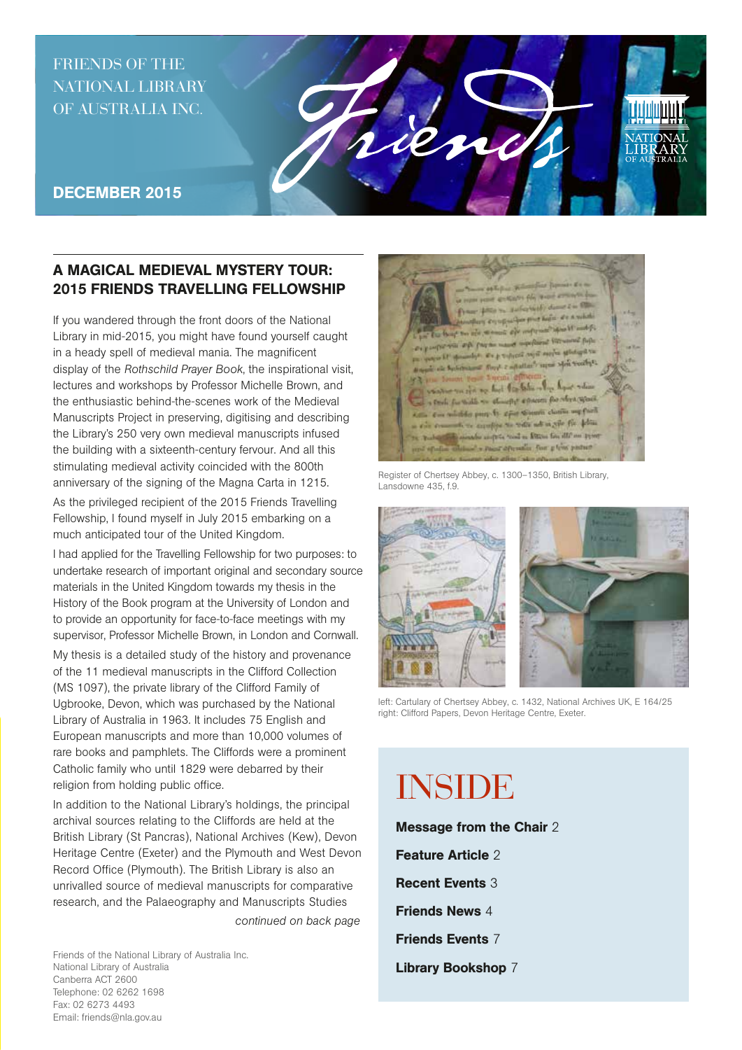FRIENDS OF THE NATIONAL LIBRARY OF AUSTRALIA INC.

# Friends

**DECEMBER 2015**

## A MAGICAL MEDIEVAL MYSTERY TOUR: 2015 FRIENDS TRAVELLING FELLOWSHIP

If you wandered through the front doors of the National Library in mid-2015, you might have found yourself caught in a heady spell of medieval mania. The magnificent display of the *Rothschild Prayer Book*, the inspirational visit, lectures and workshops by Professor Michelle Brown, and the enthusiastic behind-the-scenes work of the Medieval Manuscripts Project in preserving, digitising and describing the Library's 250 very own medieval manuscripts infused the building with a sixteenth-century fervour. And all this stimulating medieval activity coincided with the 800th anniversary of the signing of the Magna Carta in 1215.

As the privileged recipient of the 2015 Friends Travelling Fellowship, I found myself in July 2015 embarking on a much anticipated tour of the United Kingdom.

I had applied for the Travelling Fellowship for two purposes: to undertake research of important original and secondary source materials in the United Kingdom towards my thesis in the History of the Book program at the University of London and to provide an opportunity for face-to-face meetings with my supervisor, Professor Michelle Brown, in London and Cornwall.

My thesis is a detailed study of the history and provenance of the 11 medieval manuscripts in the Clifford Collection (MS 1097), the private library of the Clifford Family of Ugbrooke, Devon, which was purchased by the National Library of Australia in 1963. It includes 75 English and European manuscripts and more than 10,000 volumes of rare books and pamphlets. The Cliffords were a prominent Catholic family who until 1829 were debarred by their religion from holding public office.

In addition to the National Library's holdings, the principal archival sources relating to the Cliffords are held at the British Library (St Pancras), National Archives (Kew), Devon Heritage Centre (Exeter) and the Plymouth and West Devon Record Office (Plymouth). The British Library is also an unrivalled source of medieval manuscripts for comparative research, and the Palaeography and Manuscripts Studies

*continued on back page*

Register of Chertsey Abbey, c. 1300–1350, British Library, Lansdowne 435, f.9.

left: Cartulary of Chertsey Abbey, c. 1432, National Archives UK, E 164/25
right: Clifford Papers, Devon Heritage Centre, Exeter.

# INSIDE

**Message from the Chair** 2

**Feature Article** 2

**Recent Events** 3

**Friends News** 4

**Friends Events** 7

**Library Bookshop** 7

Friends of the National Library of Australia Inc.
National Library of Australia
Canberra ACT 2600
Telephone: 02 6262 1698
Fax: 02 6273 4493
Email: friends@nla.gov.au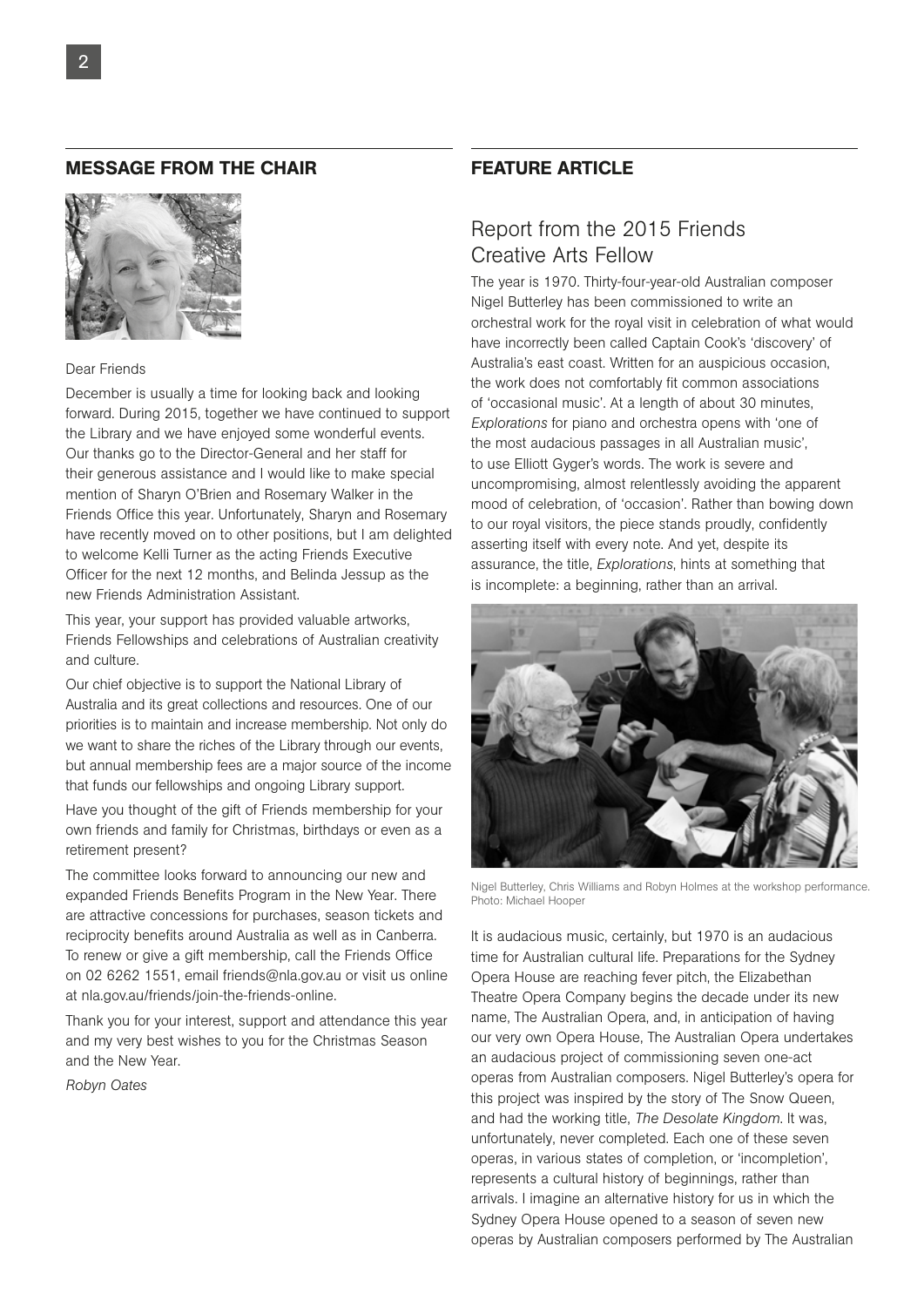## MESSAGE FROM THE CHAIR

Dear Friends

December is usually a time for looking back and looking forward. During 2015, together we have continued to support the Library and we have enjoyed some wonderful events. Our thanks go to the Director-General and her staff for their generous assistance and I would like to make special mention of Sharyn O'Brien and Rosemary Walker in the Friends Office this year. Unfortunately, Sharyn and Rosemary have recently moved on to other positions, but I am delighted to welcome Kelli Turner as the acting Friends Executive Officer for the next 12 months, and Belinda Jessup as the new Friends Administration Assistant.

This year, your support has provided valuable artworks, Friends Fellowships and celebrations of Australian creativity and culture.

Our chief objective is to support the National Library of Australia and its great collections and resources. One of our priorities is to maintain and increase membership. Not only do we want to share the riches of the Library through our events, but annual membership fees are a major source of the income that funds our fellowships and ongoing Library support.

Have you thought of the gift of Friends membership for your own friends and family for Christmas, birthdays or even as a retirement present?

The committee looks forward to announcing our new and expanded Friends Benefits Program in the New Year. There are attractive concessions for purchases, season tickets and reciprocity benefits around Australia as well as in Canberra. To renew or give a gift membership, call the Friends Office on 02 6262 1551, email friends@nla.gov.au or visit us online at nla.gov.au/friends/join-the-friends-online.

Thank you for your interest, support and attendance this year and my very best wishes to you for the Christmas Season and the New Year.

*Robyn Oates*

## FEATURE ARTICLE

### Report from the 2015 Friends Creative Arts Fellow

The year is 1970. Thirty-four-year-old Australian composer Nigel Butterley has been commissioned to write an orchestral work for the royal visit in celebration of what would have incorrectly been called Captain Cook's 'discovery' of Australia's east coast. Written for an auspicious occasion, the work does not comfortably fit common associations of 'occasional music'. At a length of about 30 minutes, *Explorations* for piano and orchestra opens with 'one of the most audacious passages in all Australian music', to use Elliott Gyger's words. The work is severe and uncompromising, almost relentlessly avoiding the apparent mood of celebration, of 'occasion'. Rather than bowing down to our royal visitors, the piece stands proudly, confidently asserting itself with every note. And yet, despite its assurance, the title, *Explorations*, hints at something that is incomplete: a beginning, rather than an arrival.

Nigel Butterley, Chris Williams and Robyn Holmes at the workshop performance. Photo: Michael Hooper

It is audacious music, certainly, but 1970 is an audacious time for Australian cultural life. Preparations for the Sydney Opera House are reaching fever pitch, the Elizabethan Theatre Opera Company begins the decade under its new name, The Australian Opera, and, in anticipation of having our very own Opera House, The Australian Opera undertakes an audacious project of commissioning seven one-act operas from Australian composers. Nigel Butterley's opera for this project was inspired by the story of The Snow Queen, and had the working title, *The Desolate Kingdom*. It was, unfortunately, never completed. Each one of these seven operas, in various states of completion, or 'incompletion', represents a cultural history of beginnings, rather than arrivals. I imagine an alternative history for us in which the Sydney Opera House opened to a season of seven new operas by Australian composers performed by The Australian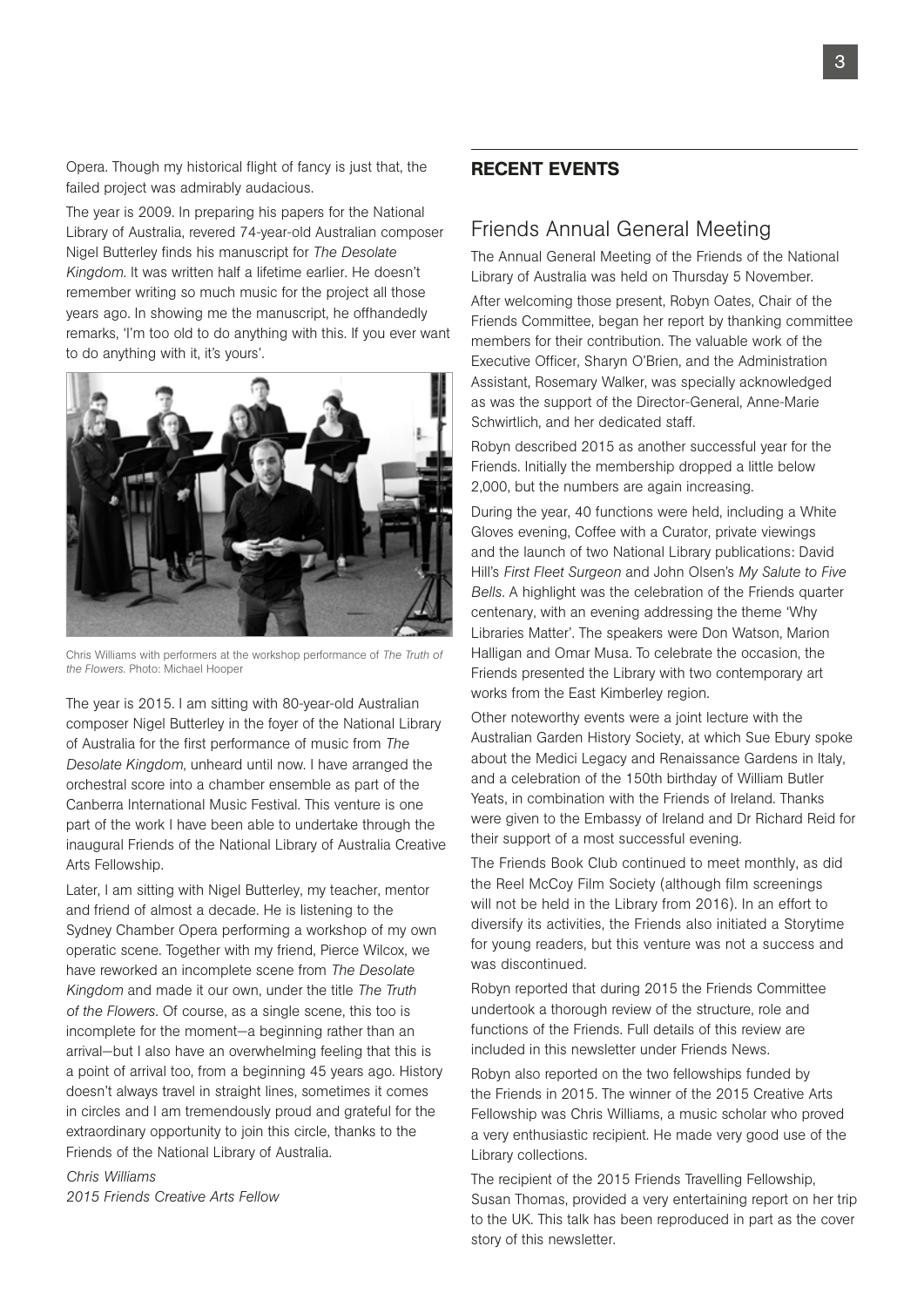Opera. Though my historical flight of fancy is just that, the failed project was admirably audacious.

The year is 2009. In preparing his papers for the National Library of Australia, revered 74-year-old Australian composer Nigel Butterley finds his manuscript for *The Desolate Kingdom*. It was written half a lifetime earlier. He doesn't remember writing so much music for the project all those years ago. In showing me the manuscript, he offhandedly remarks, 'I'm too old to do anything with this. If you ever want to do anything with it, it's yours'.

Chris Williams with performers at the workshop performance of *The Truth of the Flowers*. Photo: Michael Hooper

The year is 2015. I am sitting with 80-year-old Australian composer Nigel Butterley in the foyer of the National Library of Australia for the first performance of music from *The Desolate Kingdom*, unheard until now. I have arranged the orchestral score into a chamber ensemble as part of the Canberra International Music Festival. This venture is one part of the work I have been able to undertake through the inaugural Friends of the National Library of Australia Creative Arts Fellowship.

Later, I am sitting with Nigel Butterley, my teacher, mentor and friend of almost a decade. He is listening to the Sydney Chamber Opera performing a workshop of my own operatic scene. Together with my friend, Pierce Wilcox, we have reworked an incomplete scene from *The Desolate Kingdom* and made it our own, under the title *The Truth of the Flowers*. Of course, as a single scene, this too is incomplete for the moment—a beginning rather than an arrival—but I also have an overwhelming feeling that this is a point of arrival too, from a beginning 45 years ago. History doesn't always travel in straight lines, sometimes it comes in circles and I am tremendously proud and grateful for the extraordinary opportunity to join this circle, thanks to the Friends of the National Library of Australia.

*Chris Williams*
*2015 Friends Creative Arts Fellow*

## RECENT EVENTS

### Friends Annual General Meeting

The Annual General Meeting of the Friends of the National Library of Australia was held on Thursday 5 November.

After welcoming those present, Robyn Oates, Chair of the Friends Committee, began her report by thanking committee members for their contribution. The valuable work of the Executive Officer, Sharyn O'Brien, and the Administration Assistant, Rosemary Walker, was specially acknowledged as was the support of the Director-General, Anne-Marie Schwirtlich, and her dedicated staff.

Robyn described 2015 as another successful year for the Friends. Initially the membership dropped a little below 2,000, but the numbers are again increasing.

During the year, 40 functions were held, including a White Gloves evening, Coffee with a Curator, private viewings and the launch of two National Library publications: David Hill's *First Fleet Surgeon* and John Olsen's *My Salute to Five Bells*. A highlight was the celebration of the Friends quarter centenary, with an evening addressing the theme 'Why Libraries Matter'. The speakers were Don Watson, Marion Halligan and Omar Musa. To celebrate the occasion, the Friends presented the Library with two contemporary art works from the East Kimberley region.

Other noteworthy events were a joint lecture with the Australian Garden History Society, at which Sue Ebury spoke about the Medici Legacy and Renaissance Gardens in Italy, and a celebration of the 150th birthday of William Butler Yeats, in combination with the Friends of Ireland. Thanks were given to the Embassy of Ireland and Dr Richard Reid for their support of a most successful evening.

The Friends Book Club continued to meet monthly, as did the Reel McCoy Film Society (although film screenings will not be held in the Library from 2016). In an effort to diversify its activities, the Friends also initiated a Storytime for young readers, but this venture was not a success and was discontinued.

Robyn reported that during 2015 the Friends Committee undertook a thorough review of the structure, role and functions of the Friends. Full details of this review are included in this newsletter under Friends News.

Robyn also reported on the two fellowships funded by the Friends in 2015. The winner of the 2015 Creative Arts Fellowship was Chris Williams, a music scholar who proved a very enthusiastic recipient. He made very good use of the Library collections.

The recipient of the 2015 Friends Travelling Fellowship, Susan Thomas, provided a very entertaining report on her trip to the UK. This talk has been reproduced in part as the cover story of this newsletter.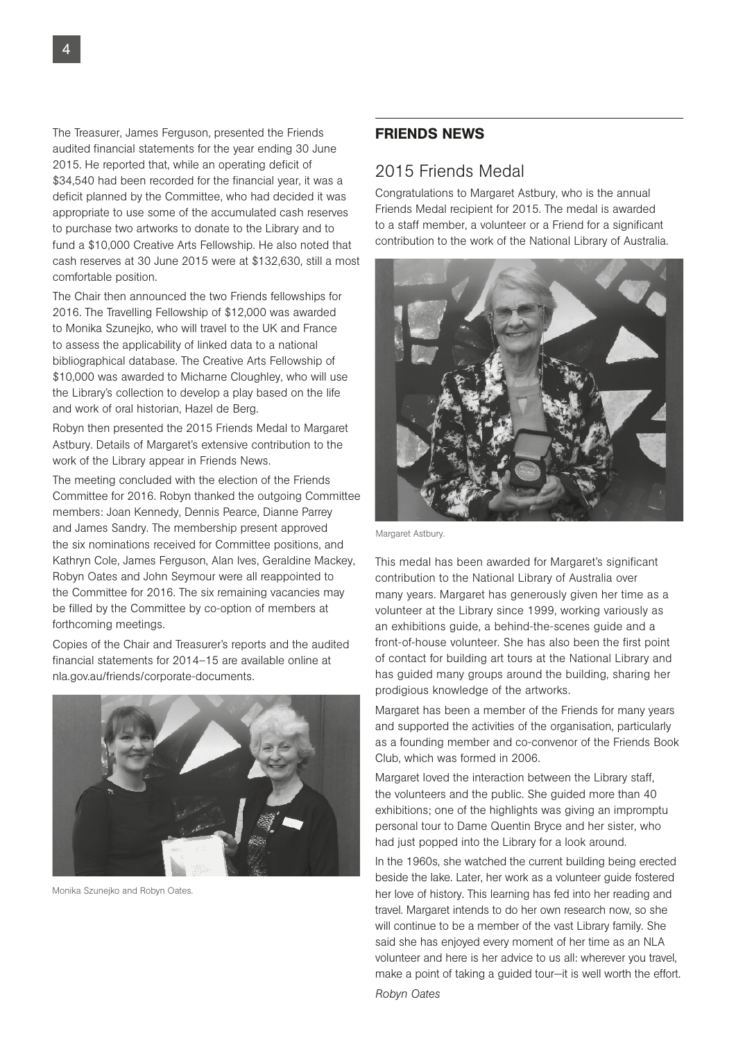The Treasurer, James Ferguson, presented the Friends audited financial statements for the year ending 30 June 2015. He reported that, while an operating deficit of $34,540 had been recorded for the financial year, it was a deficit planned by the Committee, who had decided it was appropriate to use some of the accumulated cash reserves to purchase two artworks to donate to the Library and to fund a $10,000 Creative Arts Fellowship. He also noted that cash reserves at 30 June 2015 were at $132,630, still a most comfortable position.

The Chair then announced the two Friends fellowships for 2016. The Travelling Fellowship of $12,000 was awarded to Monika Szunejko, who will travel to the UK and France to assess the applicability of linked data to a national bibliographical database. The Creative Arts Fellowship of $10,000 was awarded to Micharne Cloughley, who will use the Library's collection to develop a play based on the life and work of oral historian, Hazel de Berg.

Robyn then presented the 2015 Friends Medal to Margaret Astbury. Details of Margaret's extensive contribution to the work of the Library appear in Friends News.

The meeting concluded with the election of the Friends Committee for 2016. Robyn thanked the outgoing Committee members: Joan Kennedy, Dennis Pearce, Dianne Parrey and James Sandry. The membership present approved the six nominations received for Committee positions, and Kathryn Cole, James Ferguson, Alan Ives, Geraldine Mackey, Robyn Oates and John Seymour were all reappointed to the Committee for 2016. The six remaining vacancies may be filled by the Committee by co-option of members at forthcoming meetings.

Copies of the Chair and Treasurer's reports and the audited financial statements for 2014–15 are available online at nla.gov.au/friends/corporate-documents.

Monika Szunejko and Robyn Oates.

## FRIENDS NEWS

### 2015 Friends Medal

Congratulations to Margaret Astbury, who is the annual Friends Medal recipient for 2015. The medal is awarded to a staff member, a volunteer or a Friend for a significant contribution to the work of the National Library of Australia.

Margaret Astbury.

This medal has been awarded for Margaret's significant contribution to the National Library of Australia over many years. Margaret has generously given her time as a volunteer at the Library since 1999, working variously as an exhibitions guide, a behind-the-scenes guide and a front-of-house volunteer. She has also been the first point of contact for building art tours at the National Library and has guided many groups around the building, sharing her prodigious knowledge of the artworks.

Margaret has been a member of the Friends for many years and supported the activities of the organisation, particularly as a founding member and co-convenor of the Friends Book Club, which was formed in 2006.

Margaret loved the interaction between the Library staff, the volunteers and the public. She guided more than 40 exhibitions; one of the highlights was giving an impromptu personal tour to Dame Quentin Bryce and her sister, who had just popped into the Library for a look around.

In the 1960s, she watched the current building being erected beside the lake. Later, her work as a volunteer guide fostered her love of history. This learning has fed into her reading and travel. Margaret intends to do her own research now, so she will continue to be a member of the vast Library family. She said she has enjoyed every moment of her time as an NLA volunteer and here is her advice to us all: wherever you travel, make a point of taking a guided tour—it is well worth the effort.

*Robyn Oates*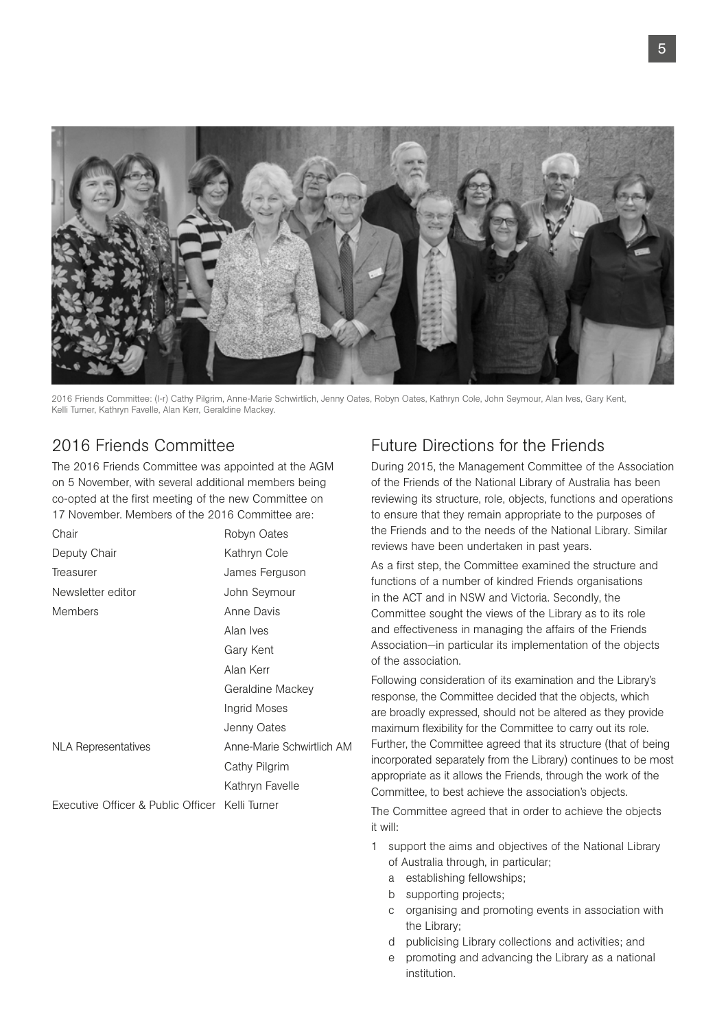2016 Friends Committee: (l-r) Cathy Pilgrim, Anne-Marie Schwirtlich, Jenny Oates, Robyn Oates, Kathryn Cole, John Seymour, Alan Ives, Gary Kent, Kelli Turner, Kathryn Favelle, Alan Kerr, Geraldine Mackey.

## 2016 Friends Committee

The 2016 Friends Committee was appointed at the AGM on 5 November, with several additional members being co-opted at the first meeting of the new Committee on 17 November. Members of the 2016 Committee are:

| | |
|---|---|
| Chair | Robyn Oates |
| Deputy Chair | Kathryn Cole |
| Treasurer | James Ferguson |
| Newsletter editor | John Seymour |
| Members | Anne Davis |
| | Alan Ives |
| | Gary Kent |
| | Alan Kerr |
| | Geraldine Mackey |
| | Ingrid Moses |
| | Jenny Oates |
| NLA Representatives | Anne-Marie Schwirtlich AM |
| | Cathy Pilgrim |
| | Kathryn Favelle |
| Executive Officer & Public Officer | Kelli Turner |

## Future Directions for the Friends

During 2015, the Management Committee of the Association of the Friends of the National Library of Australia has been reviewing its structure, role, objects, functions and operations to ensure that they remain appropriate to the purposes of the Friends and to the needs of the National Library. Similar reviews have been undertaken in past years.

As a first step, the Committee examined the structure and functions of a number of kindred Friends organisations in the ACT and in NSW and Victoria. Secondly, the Committee sought the views of the Library as to its role and effectiveness in managing the affairs of the Friends Association—in particular its implementation of the objects of the association.

Following consideration of its examination and the Library's response, the Committee decided that the objects, which are broadly expressed, should not be altered as they provide maximum flexibility for the Committee to carry out its role. Further, the Committee agreed that its structure (that of being incorporated separately from the Library) continues to be most appropriate as it allows the Friends, through the work of the Committee, to best achieve the association's objects.

The Committee agreed that in order to achieve the objects it will:

1. support the aims and objectives of the National Library of Australia through, in particular;
   - a. establishing fellowships;
   - b. supporting projects;
   - c. organising and promoting events in association with the Library;
   - d. publicising Library collections and activities; and
   - e. promoting and advancing the Library as a national institution.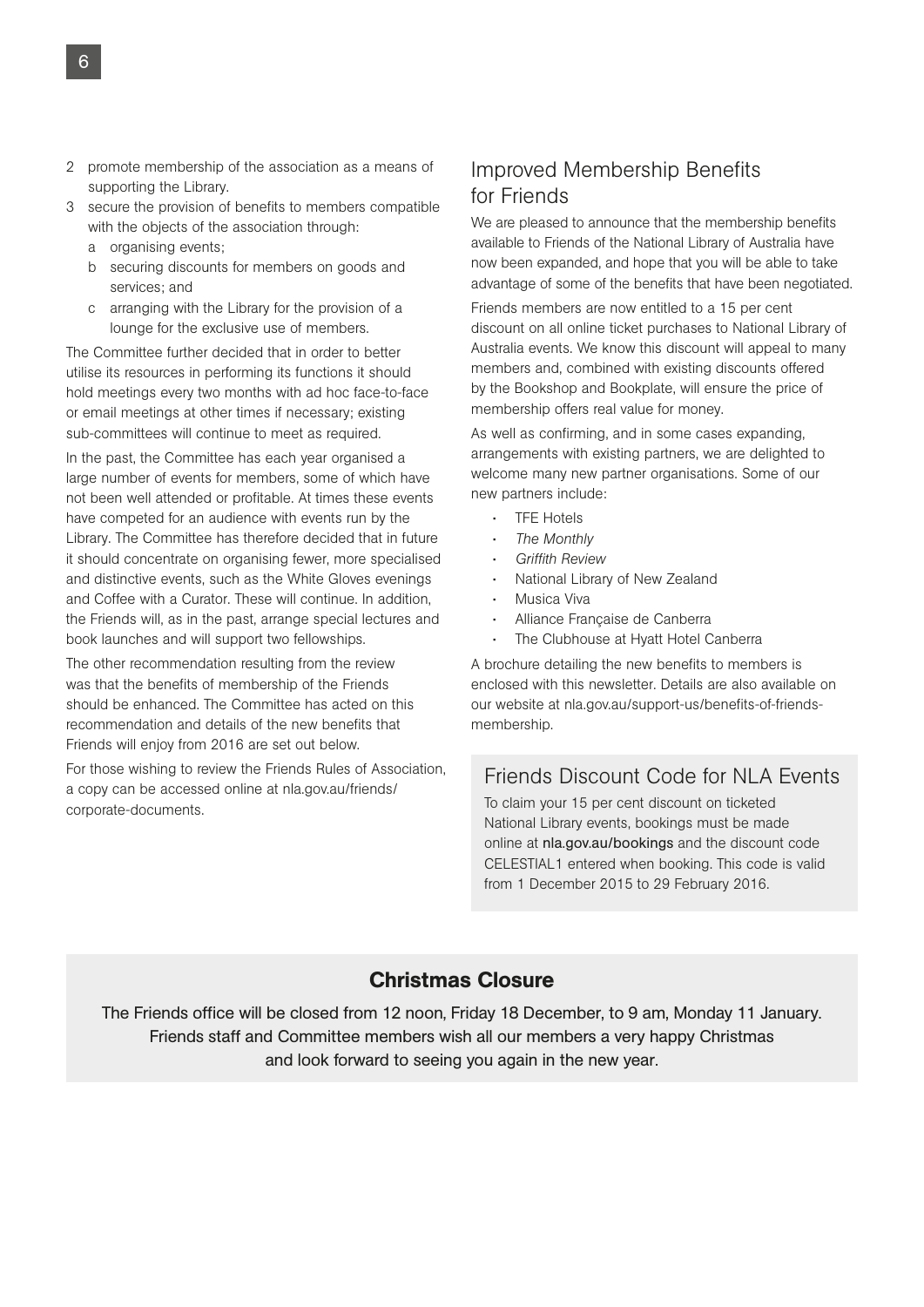2. promote membership of the association as a means of supporting the Library.
3. secure the provision of benefits to members compatible with the objects of the association through:
   a. organising events;
   b. securing discounts for members on goods and services; and
   c. arranging with the Library for the provision of a lounge for the exclusive use of members.

The Committee further decided that in order to better utilise its resources in performing its functions it should hold meetings every two months with ad hoc face-to-face or email meetings at other times if necessary; existing sub-committees will continue to meet as required.

In the past, the Committee has each year organised a large number of events for members, some of which have not been well attended or profitable. At times these events have competed for an audience with events run by the Library. The Committee has therefore decided that in future it should concentrate on organising fewer, more specialised and distinctive events, such as the White Gloves evenings and Coffee with a Curator. These will continue. In addition, the Friends will, as in the past, arrange special lectures and book launches and will support two fellowships.

The other recommendation resulting from the review was that the benefits of membership of the Friends should be enhanced. The Committee has acted on this recommendation and details of the new benefits that Friends will enjoy from 2016 are set out below.

For those wishing to review the Friends Rules of Association, a copy can be accessed online at nla.gov.au/friends/corporate-documents.

## Improved Membership Benefits for Friends

We are pleased to announce that the membership benefits available to Friends of the National Library of Australia have now been expanded, and hope that you will be able to take advantage of some of the benefits that have been negotiated.

Friends members are now entitled to a 15 per cent discount on all online ticket purchases to National Library of Australia events. We know this discount will appeal to many members and, combined with existing discounts offered by the Bookshop and Bookplate, will ensure the price of membership offers real value for money.

As well as confirming, and in some cases expanding, arrangements with existing partners, we are delighted to welcome many new partner organisations. Some of our new partners include:

- TFE Hotels
- *The Monthly*
- *Griffith Review*
- National Library of New Zealand
- Musica Viva
- Alliance Française de Canberra
- The Clubhouse at Hyatt Hotel Canberra

A brochure detailing the new benefits to members is enclosed with this newsletter. Details are also available on our website at nla.gov.au/support-us/benefits-of-friends-membership.

## Friends Discount Code for NLA Events

To claim your 15 per cent discount on ticketed National Library events, bookings must be made online at **nla.gov.au/bookings** and the discount code CELESTIAL1 entered when booking. This code is valid from 1 December 2015 to 29 February 2016.

## Christmas Closure

The Friends office will be closed from 12 noon, Friday 18 December, to 9 am, Monday 11 January. Friends staff and Committee members wish all our members a very happy Christmas and look forward to seeing you again in the new year.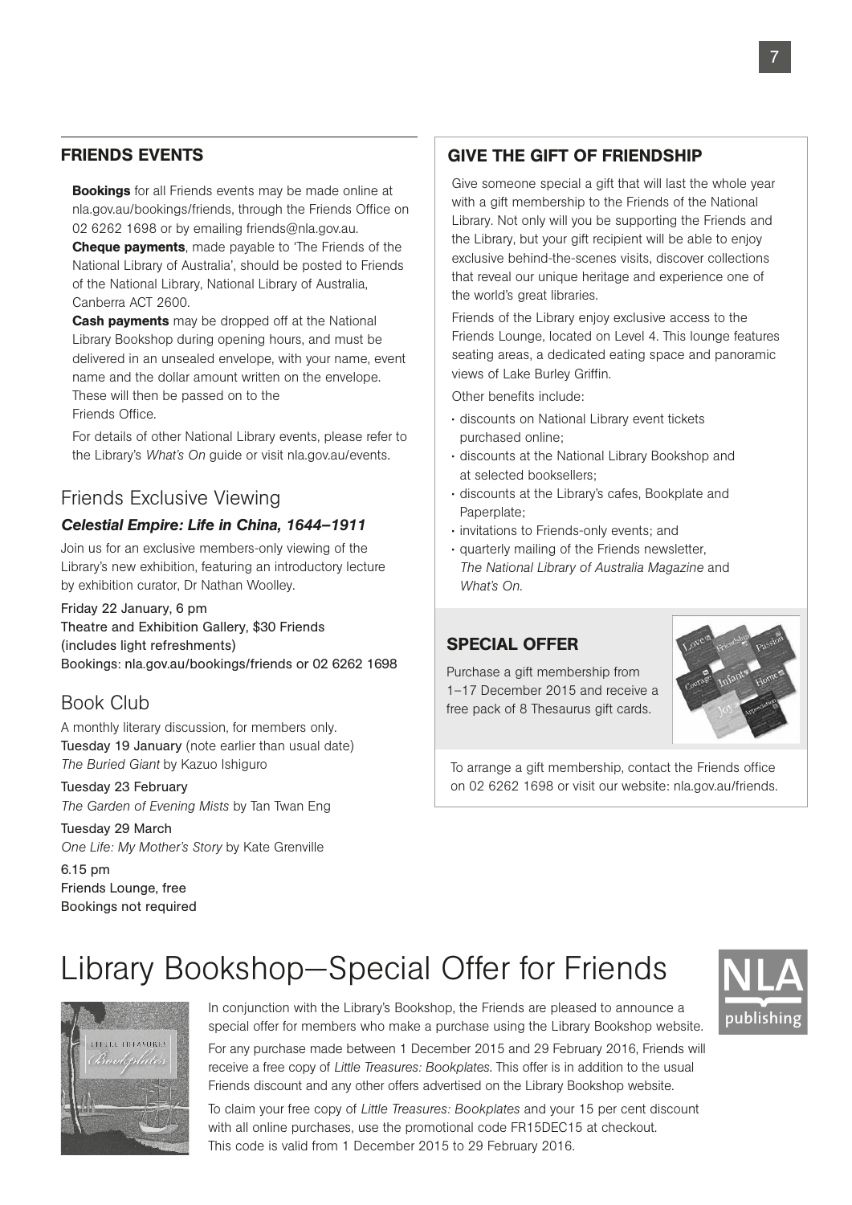## FRIENDS EVENTS

**Bookings** for all Friends events may be made online at nla.gov.au/bookings/friends, through the Friends Office on 02 6262 1698 or by emailing friends@nla.gov.au.

**Cheque payments**, made payable to 'The Friends of the National Library of Australia', should be posted to Friends of the National Library, National Library of Australia, Canberra ACT 2600.

**Cash payments** may be dropped off at the National Library Bookshop during opening hours, and must be delivered in an unsealed envelope, with your name, event name and the dollar amount written on the envelope. These will then be passed on to the Friends Office.

For details of other National Library events, please refer to the Library's *What's On* guide or visit nla.gov.au/events.

### Friends Exclusive Viewing

***Celestial Empire: Life in China, 1644–1911***

Join us for an exclusive members-only viewing of the Library's new exhibition, featuring an introductory lecture by exhibition curator, Dr Nathan Woolley.

Friday 22 January, 6 pm
Theatre and Exhibition Gallery, $30 Friends
(includes light refreshments)
Bookings: nla.gov.au/bookings/friends or 02 6262 1698

### Book Club

A monthly literary discussion, for members only.

Tuesday 19 January (note earlier than usual date)
*The Buried Giant* by Kazuo Ishiguro

Tuesday 23 February
*The Garden of Evening Mists* by Tan Twan Eng

Tuesday 29 March
*One Life: My Mother's Story* by Kate Grenville

6.15 pm
Friends Lounge, free
Bookings not required

## GIVE THE GIFT OF FRIENDSHIP

Give someone special a gift that will last the whole year with a gift membership to the Friends of the National Library. Not only will you be supporting the Friends and the Library, but your gift recipient will be able to enjoy exclusive behind-the-scenes visits, discover collections that reveal our unique heritage and experience one of the world's great libraries.

Friends of the Library enjoy exclusive access to the Friends Lounge, located on Level 4. This lounge features seating areas, a dedicated eating space and panoramic views of Lake Burley Griffin.

Other benefits include:

- discounts on National Library event tickets purchased online;
- discounts at the National Library Bookshop and at selected booksellers;
- discounts at the Library's cafes, Bookplate and Paperplate;
- invitations to Friends-only events; and
- quarterly mailing of the Friends newsletter, *The National Library of Australia Magazine* and *What's On*.

### SPECIAL OFFER

Purchase a gift membership from 1–17 December 2015 and receive a free pack of 8 Thesaurus gift cards.

To arrange a gift membership, contact the Friends office on 02 6262 1698 or visit our website: nla.gov.au/friends.

# Library Bookshop—Special Offer for Friends

In conjunction with the Library's Bookshop, the Friends are pleased to announce a special offer for members who make a purchase using the Library Bookshop website.

For any purchase made between 1 December 2015 and 29 February 2016, Friends will receive a free copy of *Little Treasures: Bookplates*. This offer is in addition to the usual Friends discount and any other offers advertised on the Library Bookshop website.

To claim your free copy of *Little Treasures: Bookplates* and your 15 per cent discount with all online purchases, use the promotional code FR15DEC15 at checkout. This code is valid from 1 December 2015 to 29 February 2016.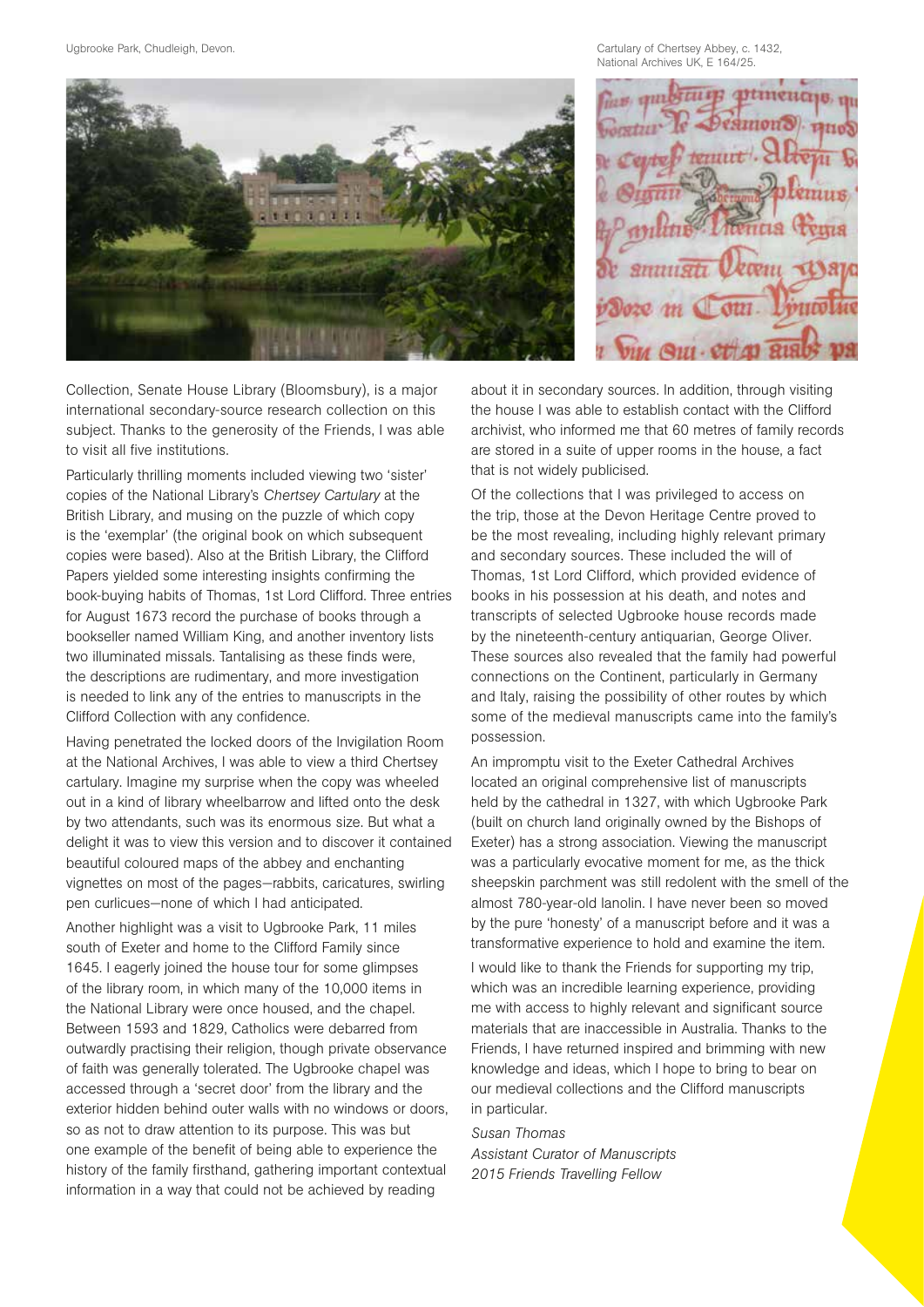Ugbrooke Park, Chudleigh, Devon.

Cartulary of Chertsey Abbey, c. 1432, National Archives UK, E 164/25.

Collection, Senate House Library (Bloomsbury), is a major international secondary-source research collection on this subject. Thanks to the generosity of the Friends, I was able to visit all five institutions.

Particularly thrilling moments included viewing two 'sister' copies of the National Library's *Chertsey Cartulary* at the British Library, and musing on the puzzle of which copy is the 'exemplar' (the original book on which subsequent copies were based). Also at the British Library, the Clifford Papers yielded some interesting insights confirming the book-buying habits of Thomas, 1st Lord Clifford. Three entries for August 1673 record the purchase of books through a bookseller named William King, and another inventory lists two illuminated missals. Tantalising as these finds were, the descriptions are rudimentary, and more investigation is needed to link any of the entries to manuscripts in the Clifford Collection with any confidence.

Having penetrated the locked doors of the Invigilation Room at the National Archives, I was able to view a third Chertsey cartulary. Imagine my surprise when the copy was wheeled out in a kind of library wheelbarrow and lifted onto the desk by two attendants, such was its enormous size. But what a delight it was to view this version and to discover it contained beautiful coloured maps of the abbey and enchanting vignettes on most of the pages—rabbits, caricatures, swirling pen curlicues—none of which I had anticipated.

Another highlight was a visit to Ugbrooke Park, 11 miles south of Exeter and home to the Clifford Family since 1645. I eagerly joined the house tour for some glimpses of the library room, in which many of the 10,000 items in the National Library were once housed, and the chapel. Between 1593 and 1829, Catholics were debarred from outwardly practising their religion, though private observance of faith was generally tolerated. The Ugbrooke chapel was accessed through a 'secret door' from the library and the exterior hidden behind outer walls with no windows or doors, so as not to draw attention to its purpose. This was but one example of the benefit of being able to experience the history of the family firsthand, gathering important contextual information in a way that could not be achieved by reading about it in secondary sources. In addition, through visiting the house I was able to establish contact with the Clifford archivist, who informed me that 60 metres of family records are stored in a suite of upper rooms in the house, a fact that is not widely publicised.

Of the collections that I was privileged to access on the trip, those at the Devon Heritage Centre proved to be the most revealing, including highly relevant primary and secondary sources. These included the will of Thomas, 1st Lord Clifford, which provided evidence of books in his possession at his death, and notes and transcripts of selected Ugbrooke house records made by the nineteenth-century antiquarian, George Oliver. These sources also revealed that the family had powerful connections on the Continent, particularly in Germany and Italy, raising the possibility of other routes by which some of the medieval manuscripts came into the family's possession.

An impromptu visit to the Exeter Cathedral Archives located an original comprehensive list of manuscripts held by the cathedral in 1327, with which Ugbrooke Park (built on church land originally owned by the Bishops of Exeter) has a strong association. Viewing the manuscript was a particularly evocative moment for me, as the thick sheepskin parchment was still redolent with the smell of the almost 780-year-old lanolin. I have never been so moved by the pure 'honesty' of a manuscript before and it was a transformative experience to hold and examine the item.

I would like to thank the Friends for supporting my trip, which was an incredible learning experience, providing me with access to highly relevant and significant source materials that are inaccessible in Australia. Thanks to the Friends, I have returned inspired and brimming with new knowledge and ideas, which I hope to bring to bear on our medieval collections and the Clifford manuscripts in particular.

*Susan Thomas*
*Assistant Curator of Manuscripts*
*2015 Friends Travelling Fellow*